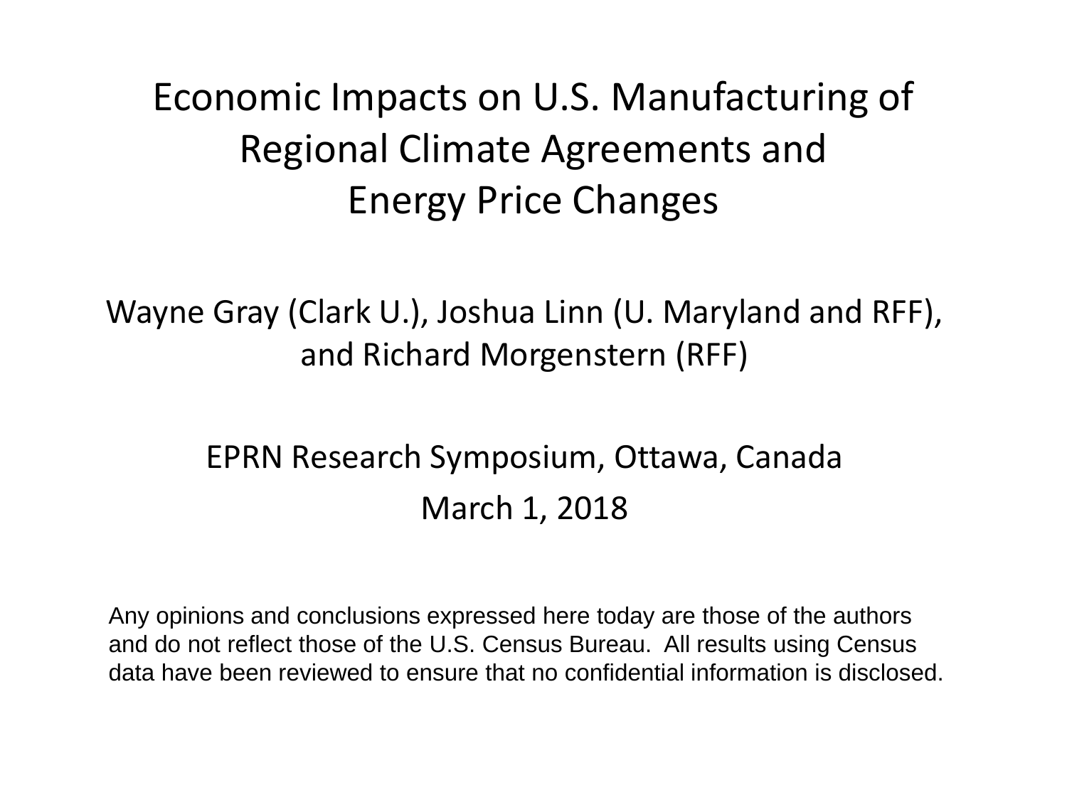# Economic Impacts on U.S. Manufacturing of Regional Climate Agreements and Energy Price Changes

Wayne Gray (Clark U.), Joshua Linn (U. Maryland and RFF), and Richard Morgenstern (RFF)

EPRN Research Symposium, Ottawa, Canada

March 1, 2018

Any opinions and conclusions expressed here today are those of the authors and do not reflect those of the U.S. Census Bureau. All results using Census data have been reviewed to ensure that no confidential information is disclosed.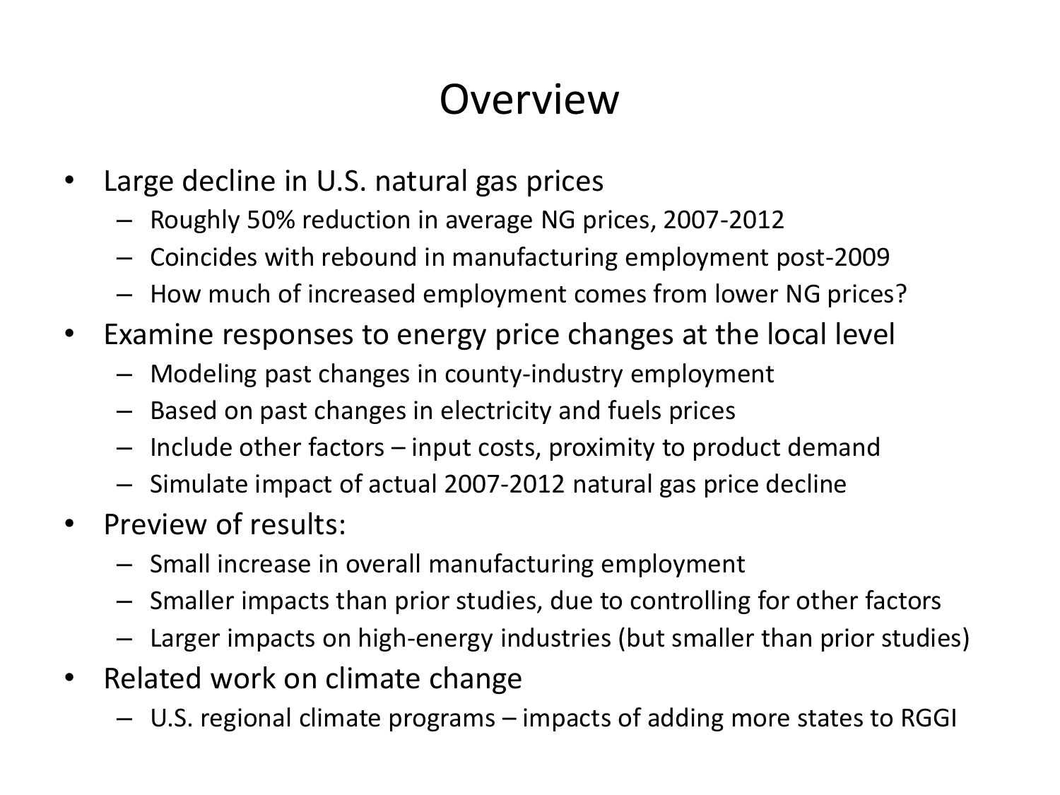# Overview

- Large decline in U.S. natural gas prices
  - Roughly 50% reduction in average NG prices, 2007-2012
  - Coincides with rebound in manufacturing employment post-2009
  - How much of increased employment comes from lower NG prices?
- Examine responses to energy price changes at the local level
  - Modeling past changes in county-industry employment
  - Based on past changes in electricity and fuels prices
  - Include other factors – input costs, proximity to product demand
  - Simulate impact of actual 2007-2012 natural gas price decline
- Preview of results:
  - Small increase in overall manufacturing employment
  - Smaller impacts than prior studies, due to controlling for other factors
  - Larger impacts on high-energy industries (but smaller than prior studies)
- Related work on climate change
  - U.S. regional climate programs – impacts of adding more states to RGGI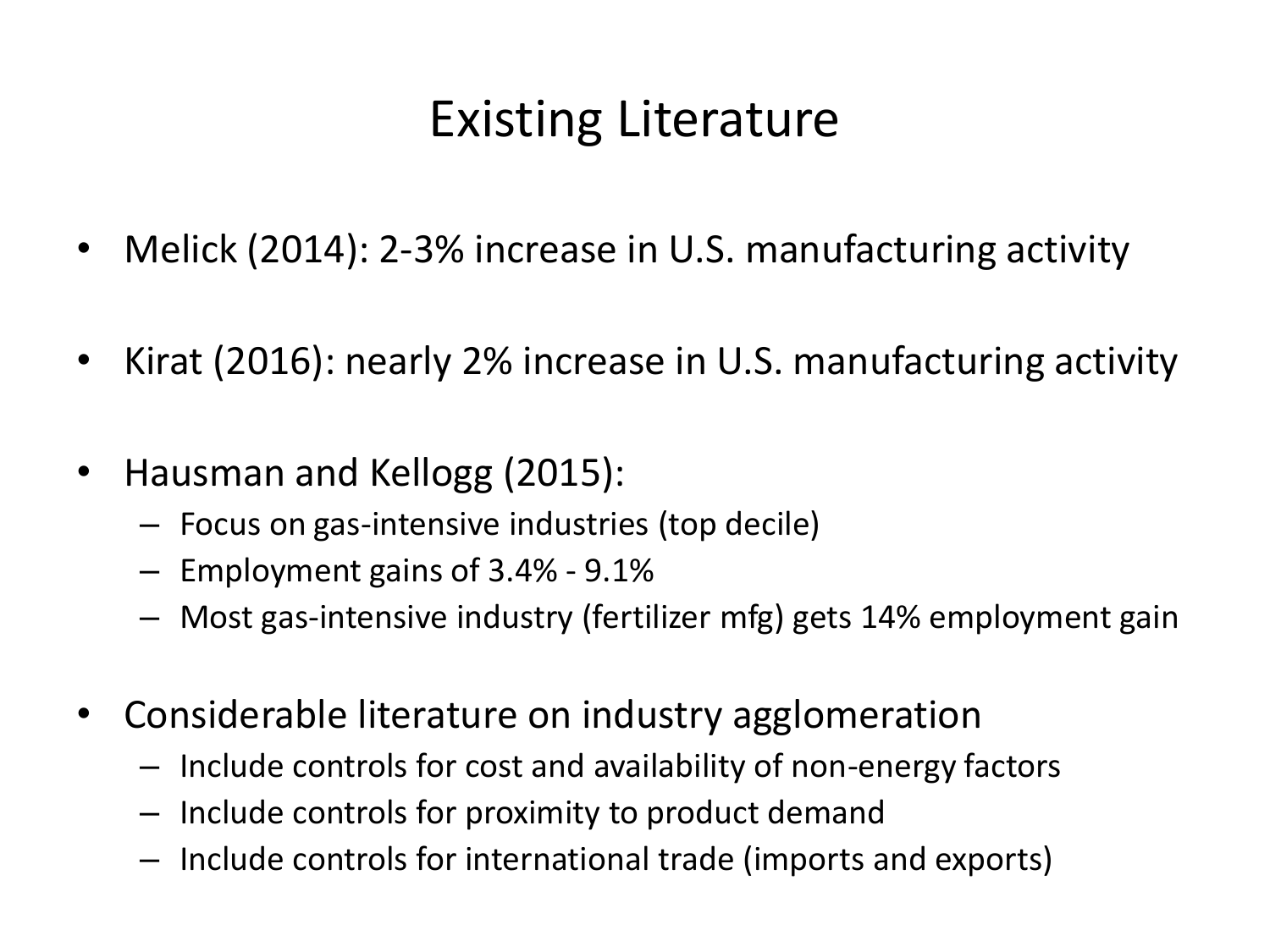# Existing Literature

- Melick (2014): 2-3% increase in U.S. manufacturing activity
- Kirat (2016): nearly 2% increase in U.S. manufacturing activity
- Hausman and Kellogg (2015):
  - Focus on gas-intensive industries (top decile)
  - Employment gains of 3.4% - 9.1%
  - Most gas-intensive industry (fertilizer mfg) gets 14% employment gain
- Considerable literature on industry agglomeration
  - Include controls for cost and availability of non-energy factors
  - Include controls for proximity to product demand
  - Include controls for international trade (imports and exports)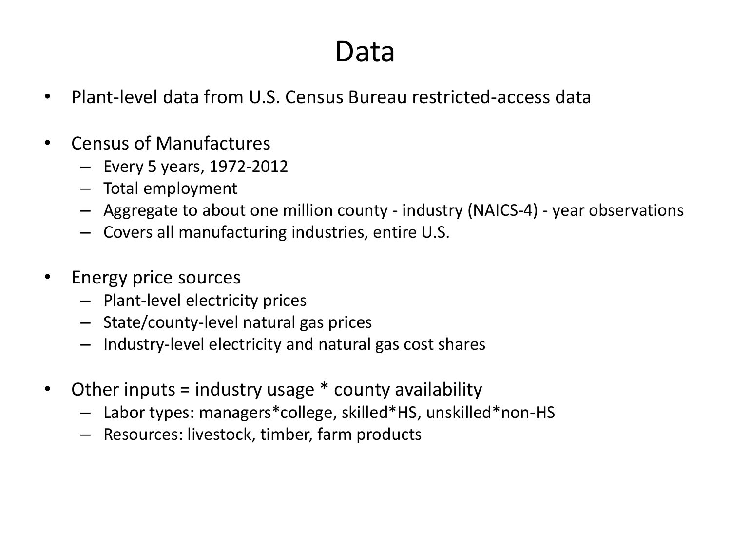# Data

- Plant-level data from U.S. Census Bureau restricted-access data

- Census of Manufactures
  - Every 5 years, 1972-2012
  - Total employment
  - Aggregate to about one million county - industry (NAICS-4) - year observations
  - Covers all manufacturing industries, entire U.S.

- Energy price sources
  - Plant-level electricity prices
  - State/county-level natural gas prices
  - Industry-level electricity and natural gas cost shares

- Other inputs = industry usage * county availability
  - Labor types: managers*college, skilled*HS, unskilled*non-HS
  - Resources: livestock, timber, farm products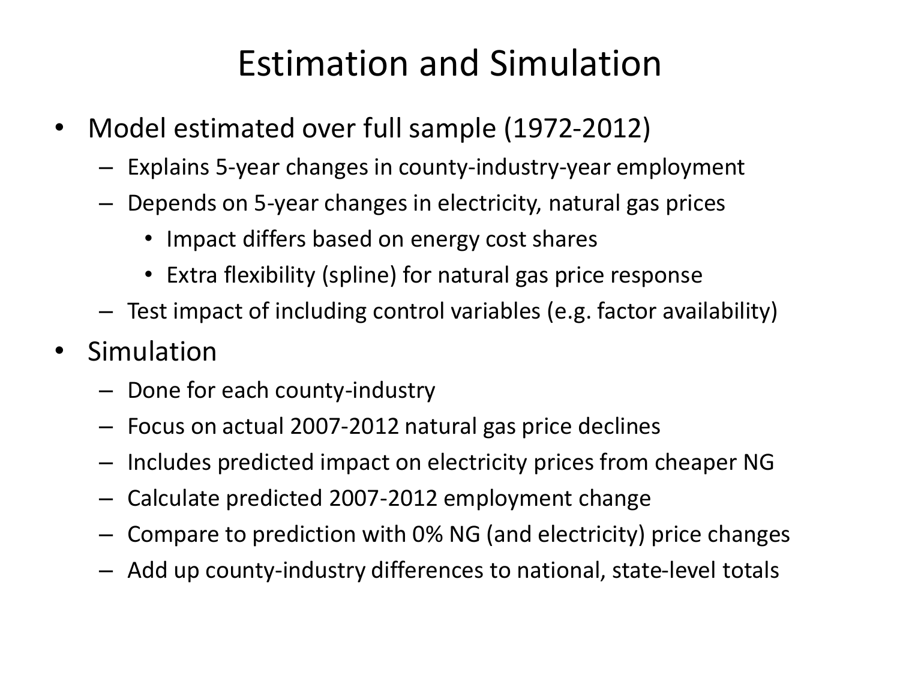# Estimation and Simulation

- Model estimated over full sample (1972-2012)
  - Explains 5-year changes in county-industry-year employment
  - Depends on 5-year changes in electricity, natural gas prices
    - Impact differs based on energy cost shares
    - Extra flexibility (spline) for natural gas price response
  - Test impact of including control variables (e.g. factor availability)
- Simulation
  - Done for each county-industry
  - Focus on actual 2007-2012 natural gas price declines
  - Includes predicted impact on electricity prices from cheaper NG
  - Calculate predicted 2007-2012 employment change
  - Compare to prediction with 0% NG (and electricity) price changes
  - Add up county-industry differences to national, state-level totals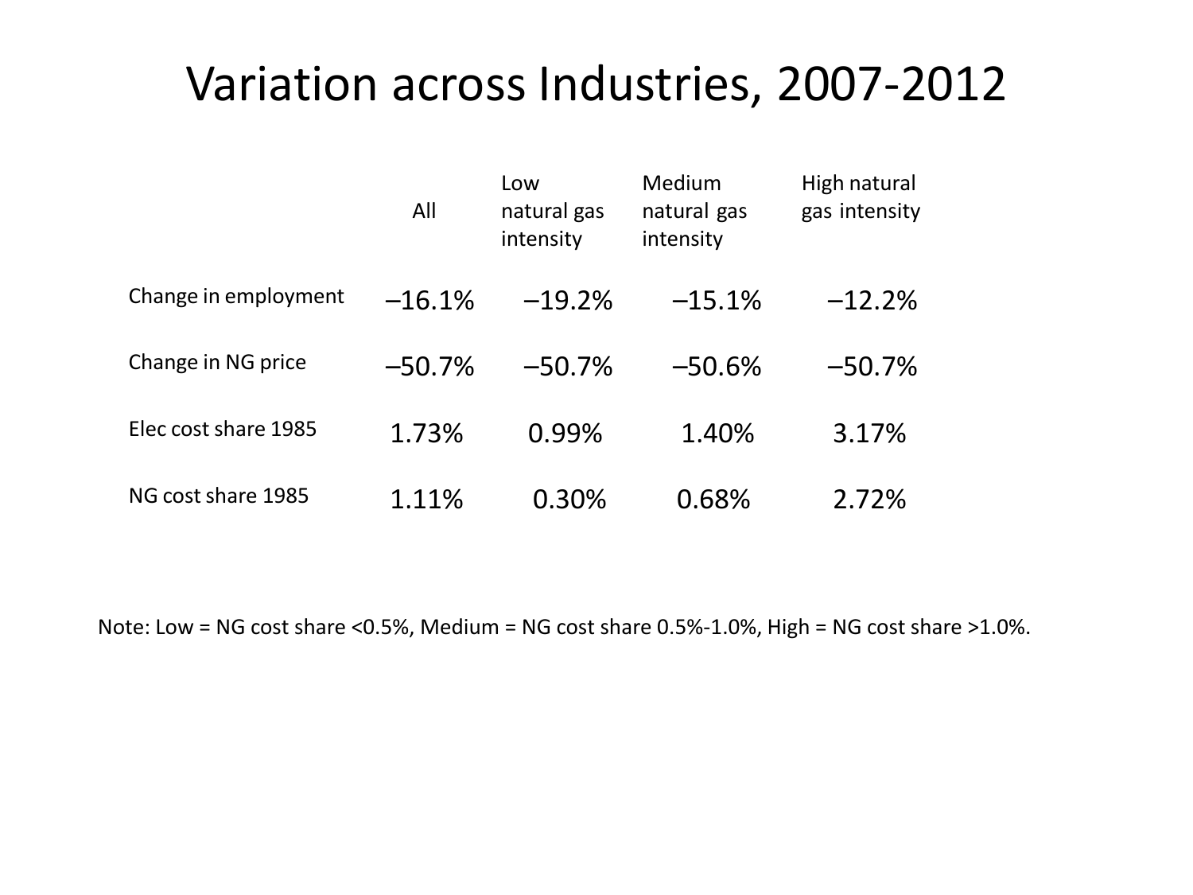# Variation across Industries, 2007-2012

| | All | Low natural gas intensity | Medium natural gas intensity | High natural gas intensity |
|---|---|---|---|---|
| Change in employment | –16.1% | –19.2% | –15.1% | –12.2% |
| Change in NG price | –50.7% | –50.7% | –50.6% | –50.7% |
| Elec cost share 1985 | 1.73% | 0.99% | 1.40% | 3.17% |
| NG cost share 1985 | 1.11% | 0.30% | 0.68% | 2.72% |

Note: Low = NG cost share <0.5%, Medium = NG cost share 0.5%-1.0%, High = NG cost share >1.0%.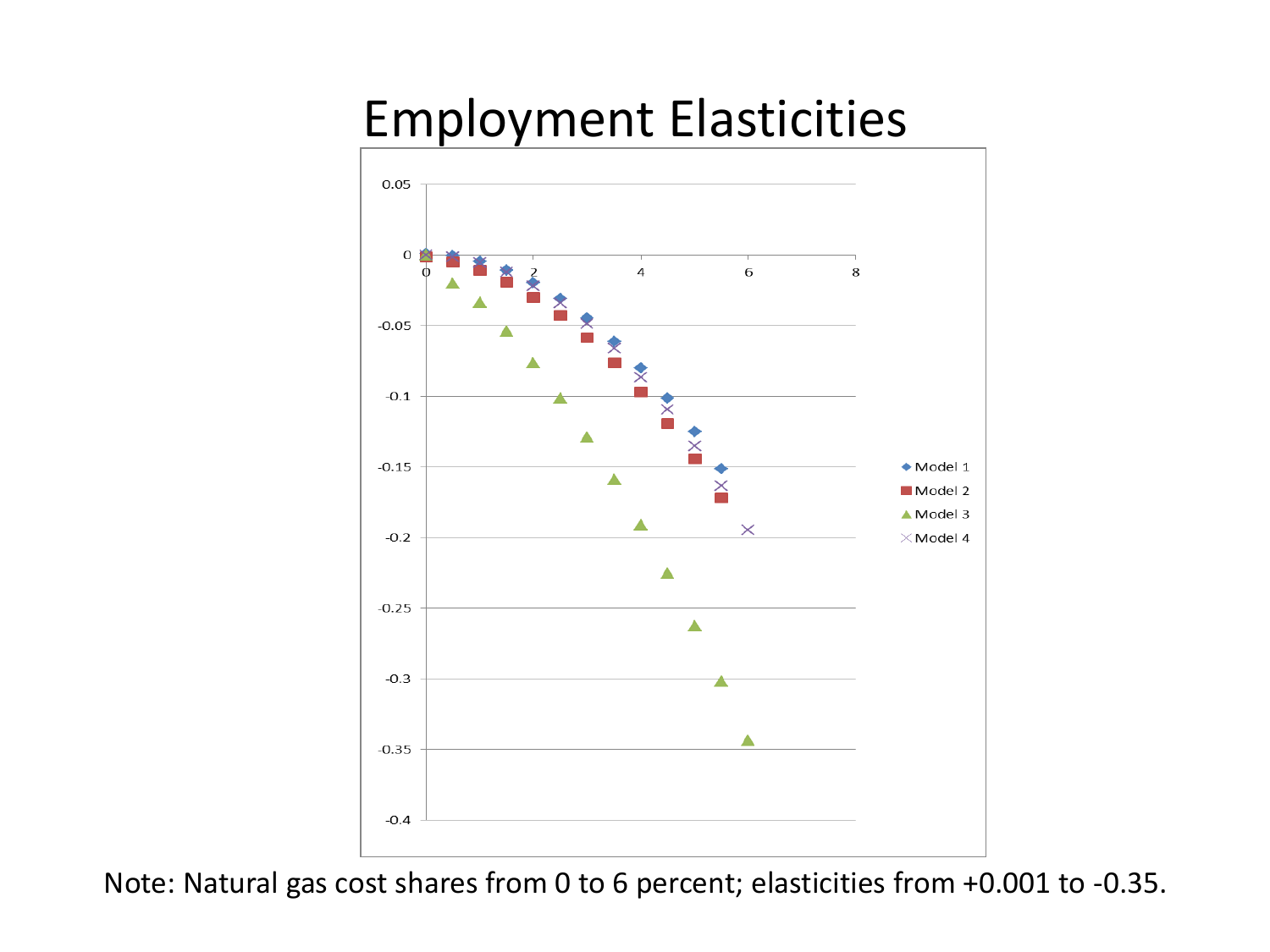# Employment Elasticities

Note: Natural gas cost shares from 0 to 6 percent; elasticities from +0.001 to -0.35.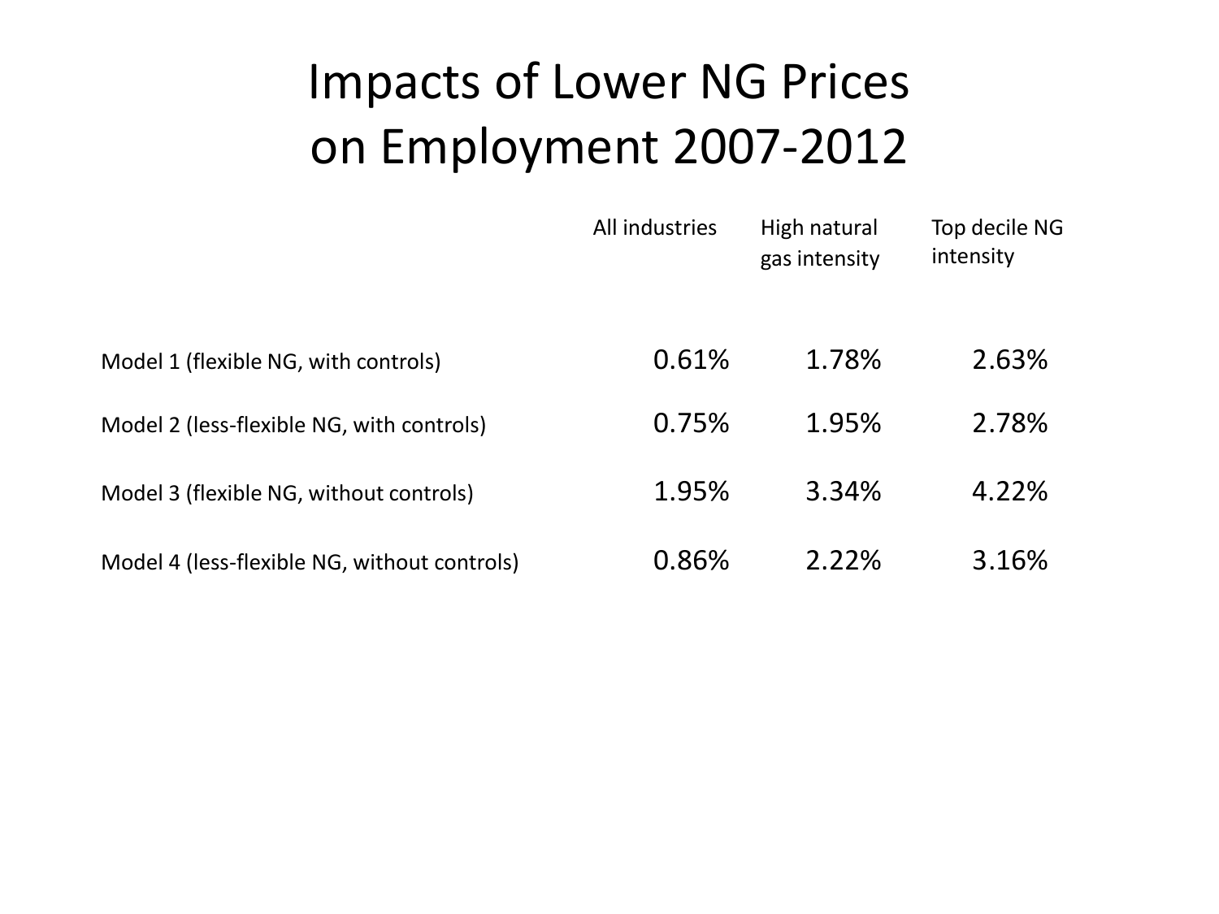# Impacts of Lower NG Prices on Employment 2007-2012

| | All industries | High natural gas intensity | Top decile NG intensity |
|---|---|---|---|
| Model 1 (flexible NG, with controls) | 0.61% | 1.78% | 2.63% |
| Model 2 (less-flexible NG, with controls) | 0.75% | 1.95% | 2.78% |
| Model 3 (flexible NG, without controls) | 1.95% | 3.34% | 4.22% |
| Model 4 (less-flexible NG, without controls) | 0.86% | 2.22% | 3.16% |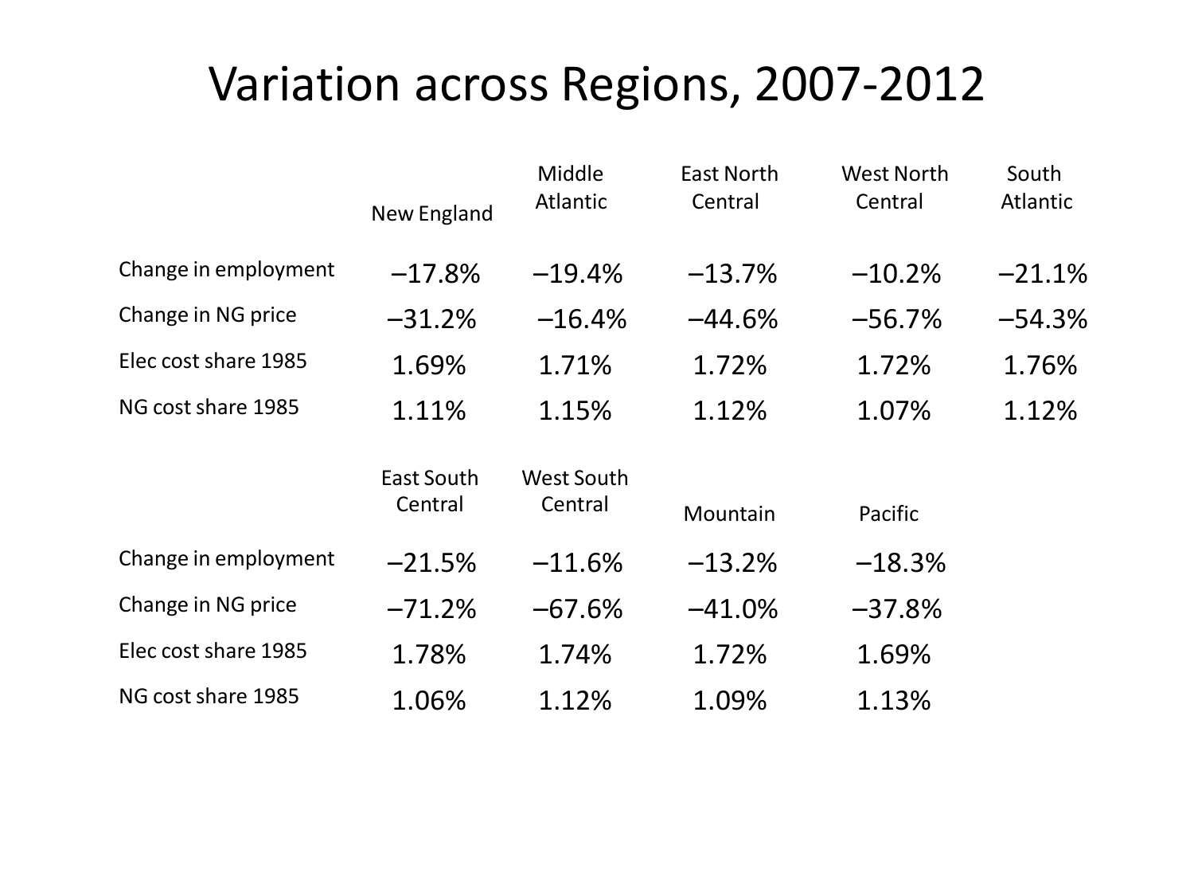# Variation across Regions, 2007-2012

| | New England | Middle Atlantic | East North Central | West North Central | South Atlantic |
|---|---|---|---|---|---|
| Change in employment | –17.8% | –19.4% | –13.7% | –10.2% | –21.1% |
| Change in NG price | –31.2% | –16.4% | –44.6% | –56.7% | –54.3% |
| Elec cost share 1985 | 1.69% | 1.71% | 1.72% | 1.72% | 1.76% |
| NG cost share 1985 | 1.11% | 1.15% | 1.12% | 1.07% | 1.12% |

| | East South Central | West South Central | Mountain | Pacific |
|---|---|---|---|---|
| Change in employment | –21.5% | –11.6% | –13.2% | –18.3% |
| Change in NG price | –71.2% | –67.6% | –41.0% | –37.8% |
| Elec cost share 1985 | 1.78% | 1.74% | 1.72% | 1.69% |
| NG cost share 1985 | 1.06% | 1.12% | 1.09% | 1.13% |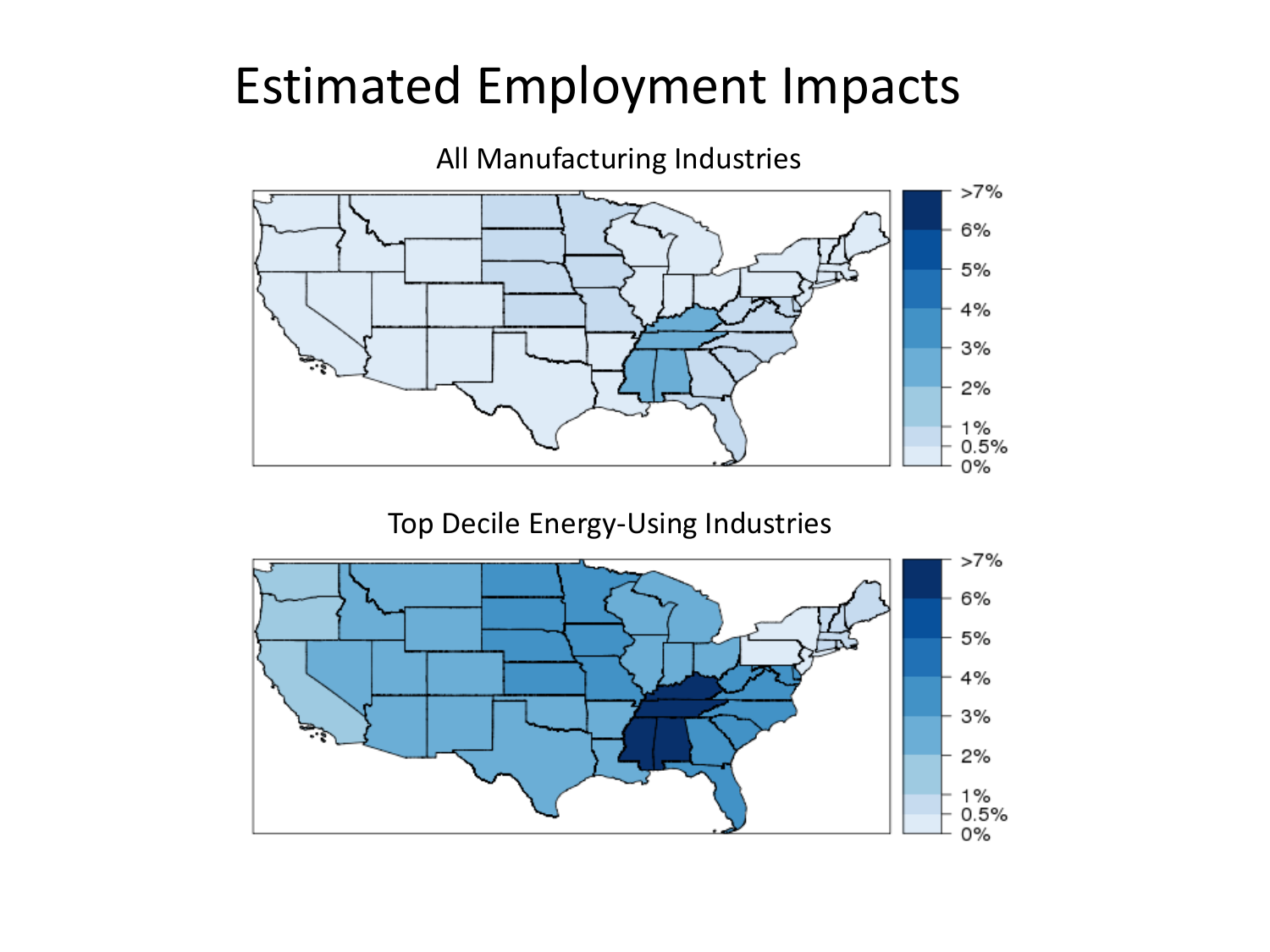# Estimated Employment Impacts

All Manufacturing Industries

>7%
6%
5%
4%
3%
2%
1%
0.5%
0%

Top Decile Energy-Using Industries

>7%
6%
5%
4%
3%
2%
1%
0.5%
0%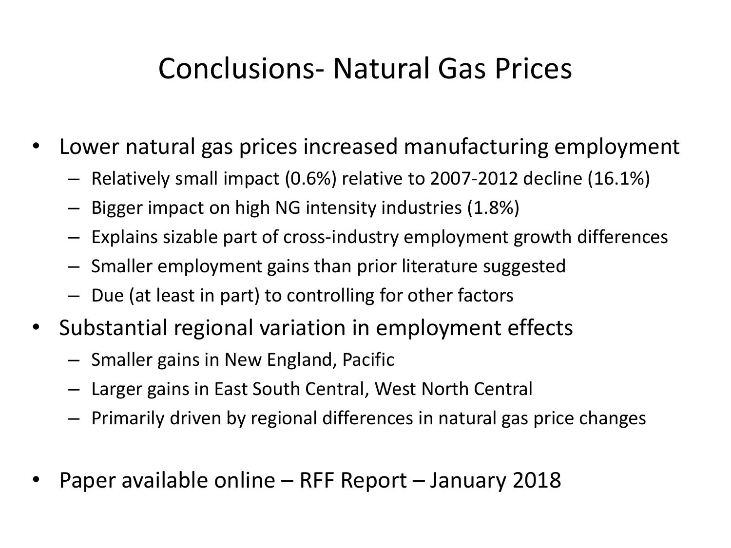# Conclusions- Natural Gas Prices

- Lower natural gas prices increased manufacturing employment
  - Relatively small impact (0.6%) relative to 2007-2012 decline (16.1%)
  - Bigger impact on high NG intensity industries (1.8%)
  - Explains sizable part of cross-industry employment growth differences
  - Smaller employment gains than prior literature suggested
  - Due (at least in part) to controlling for other factors
- Substantial regional variation in employment effects
  - Smaller gains in New England, Pacific
  - Larger gains in East South Central, West North Central
  - Primarily driven by regional differences in natural gas price changes
- Paper available online – RFF Report – January 2018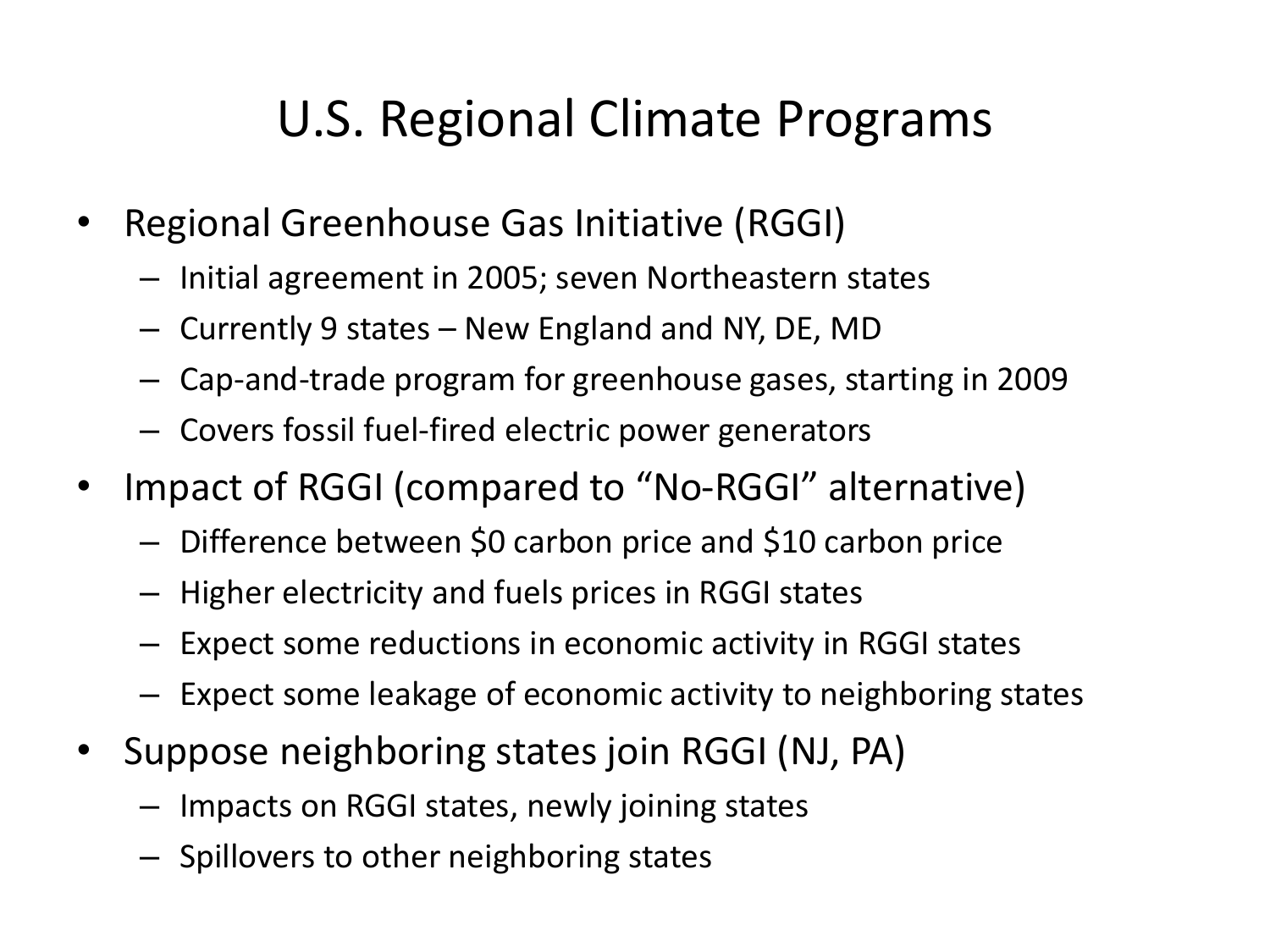# U.S. Regional Climate Programs

- Regional Greenhouse Gas Initiative (RGGI)
  - Initial agreement in 2005; seven Northeastern states
  - Currently 9 states – New England and NY, DE, MD
  - Cap-and-trade program for greenhouse gases, starting in 2009
  - Covers fossil fuel-fired electric power generators
- Impact of RGGI (compared to "No-RGGI" alternative)
  - Difference between $0 carbon price and $10 carbon price
  - Higher electricity and fuels prices in RGGI states
  - Expect some reductions in economic activity in RGGI states
  - Expect some leakage of economic activity to neighboring states
- Suppose neighboring states join RGGI (NJ, PA)
  - Impacts on RGGI states, newly joining states
  - Spillovers to other neighboring states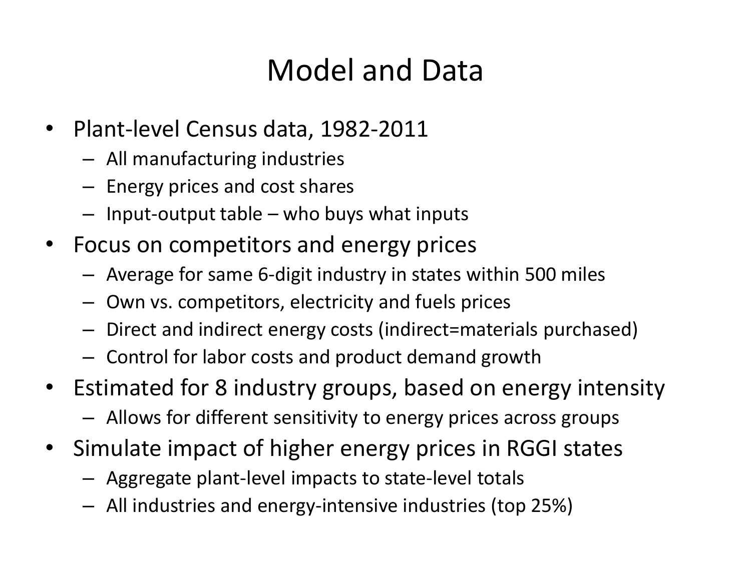# Model and Data

- Plant-level Census data, 1982-2011
  - All manufacturing industries
  - Energy prices and cost shares
  - Input-output table – who buys what inputs
- Focus on competitors and energy prices
  - Average for same 6-digit industry in states within 500 miles
  - Own vs. competitors, electricity and fuels prices
  - Direct and indirect energy costs (indirect=materials purchased)
  - Control for labor costs and product demand growth
- Estimated for 8 industry groups, based on energy intensity
  - Allows for different sensitivity to energy prices across groups
- Simulate impact of higher energy prices in RGGI states
  - Aggregate plant-level impacts to state-level totals
  - All industries and energy-intensive industries (top 25%)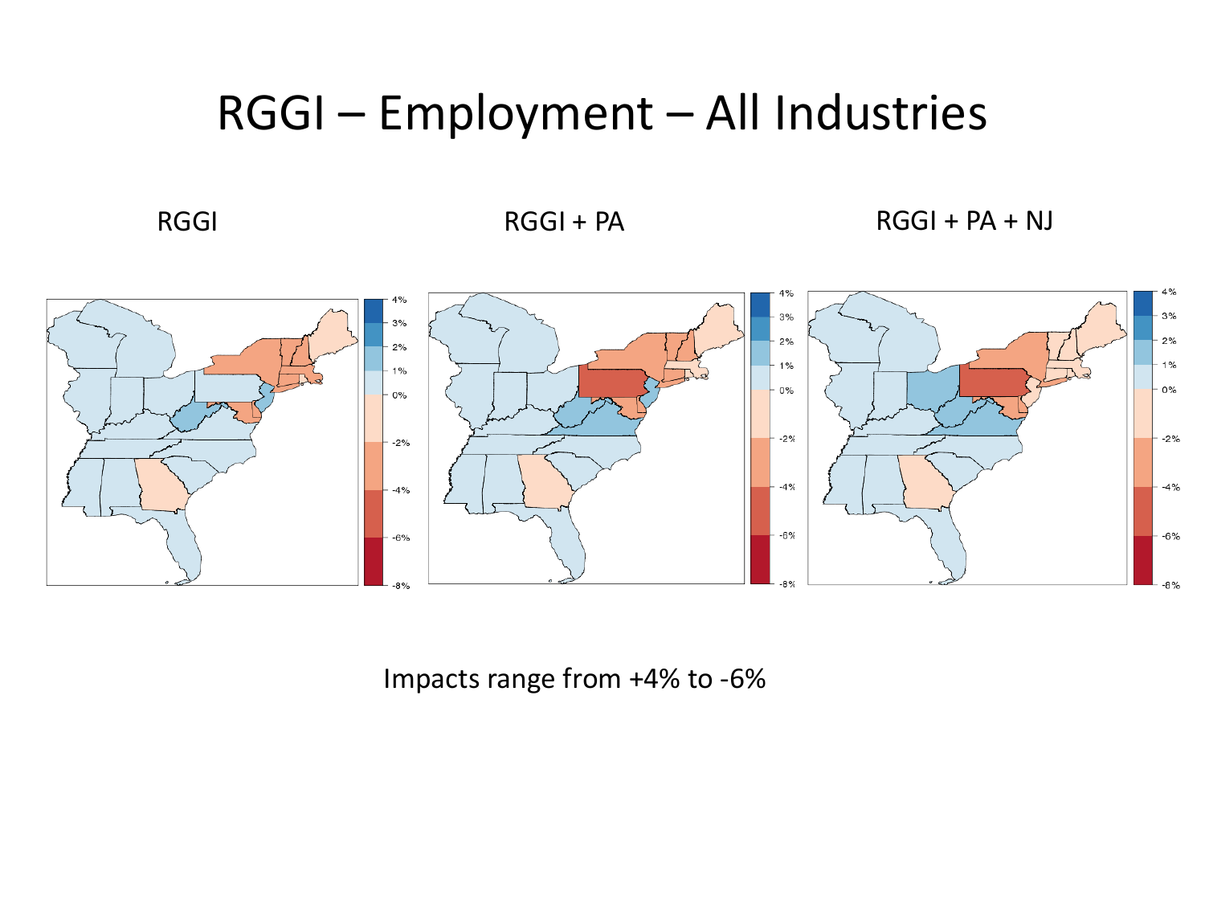# RGGI – Employment – All Industries

RGGI

RGGI + PA

RGGI + PA + NJ

Impacts range from +4% to -6%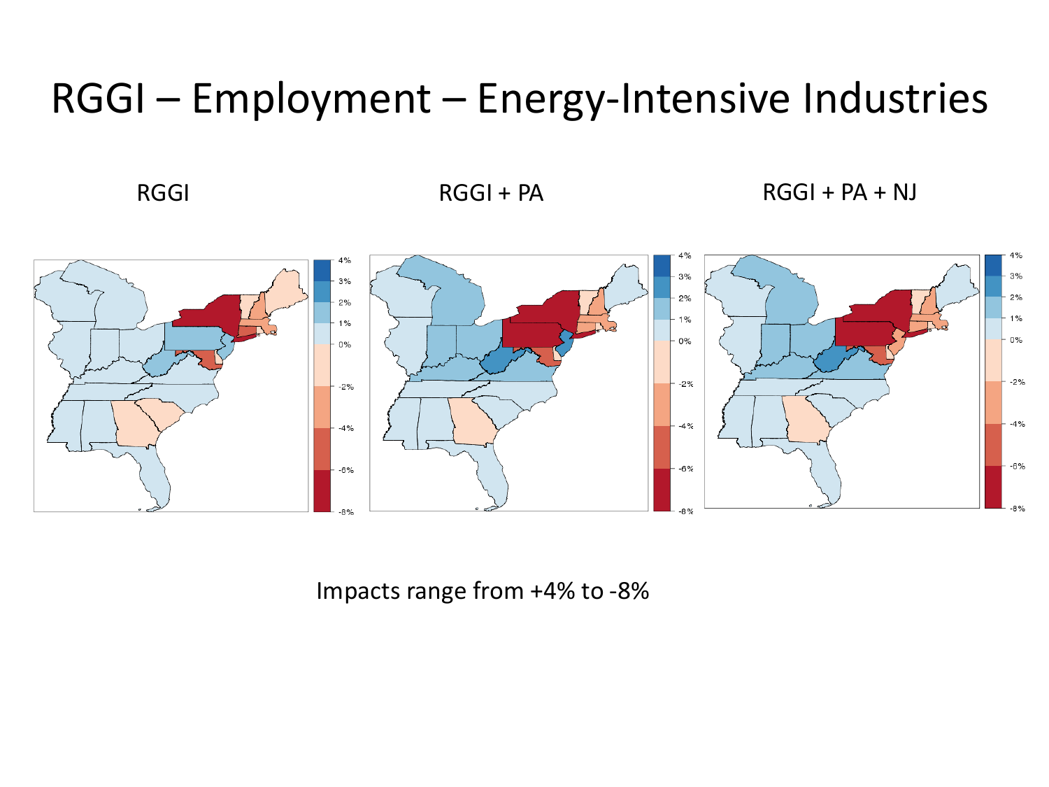# RGGI – Employment – Energy-Intensive Industries

RGGI

RGGI + PA

RGGI + PA + NJ

Impacts range from +4% to -8%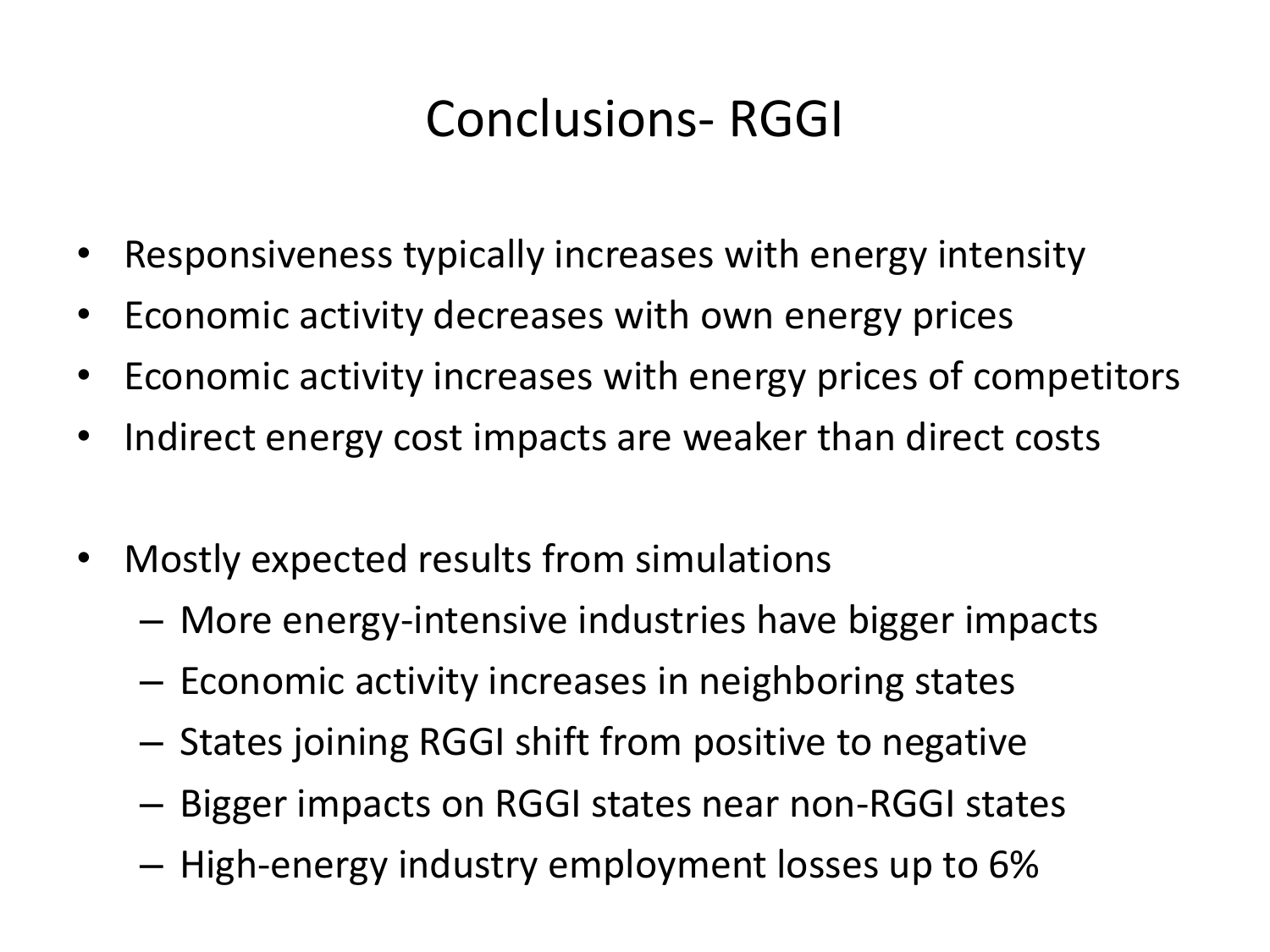# Conclusions- RGGI

- Responsiveness typically increases with energy intensity
- Economic activity decreases with own energy prices
- Economic activity increases with energy prices of competitors
- Indirect energy cost impacts are weaker than direct costs

- Mostly expected results from simulations
  - More energy-intensive industries have bigger impacts
  - Economic activity increases in neighboring states
  - States joining RGGI shift from positive to negative
  - Bigger impacts on RGGI states near non-RGGI states
  - High-energy industry employment losses up to 6%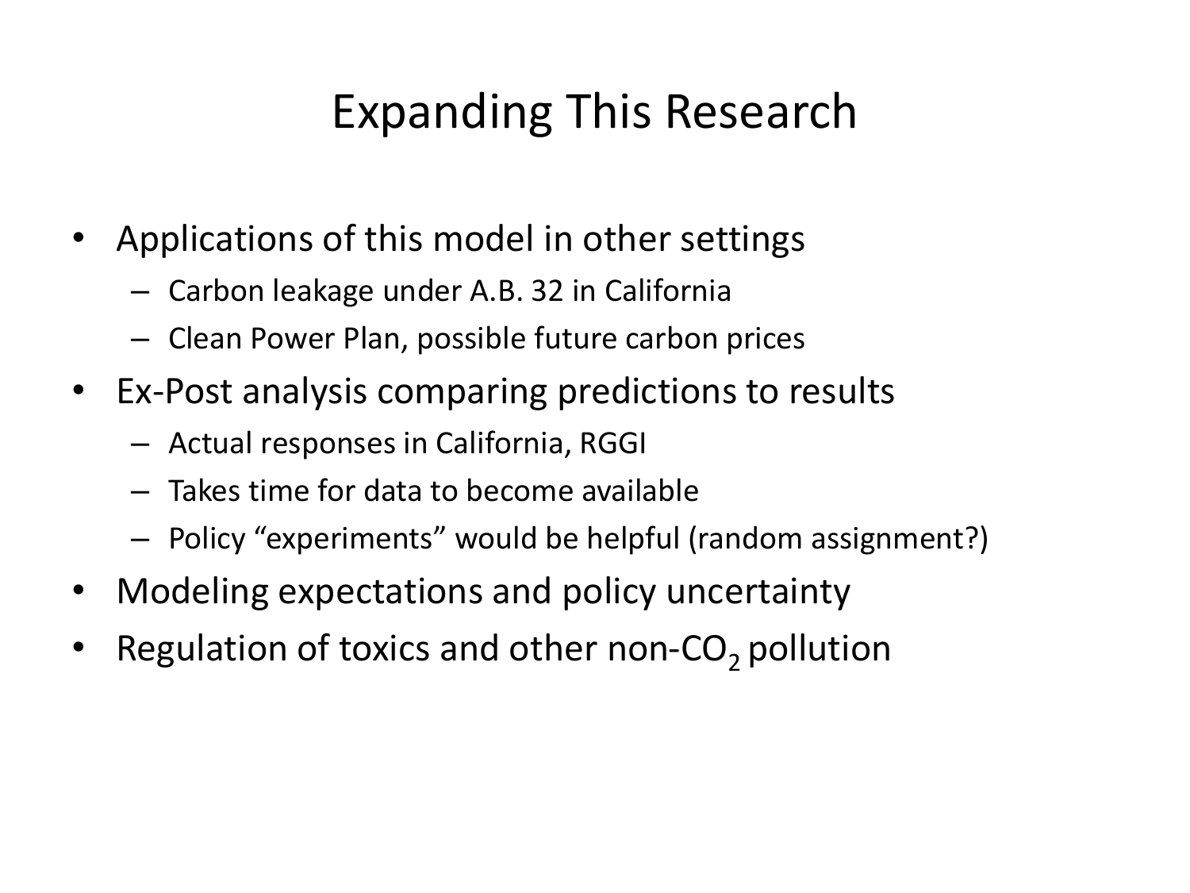# Expanding This Research

- Applications of this model in other settings
  - Carbon leakage under A.B. 32 in California
  - Clean Power Plan, possible future carbon prices
- Ex-Post analysis comparing predictions to results
  - Actual responses in California, RGGI
  - Takes time for data to become available
  - Policy "experiments" would be helpful (random assignment?)
- Modeling expectations and policy uncertainty
- Regulation of toxics and other non-$CO_2$ pollution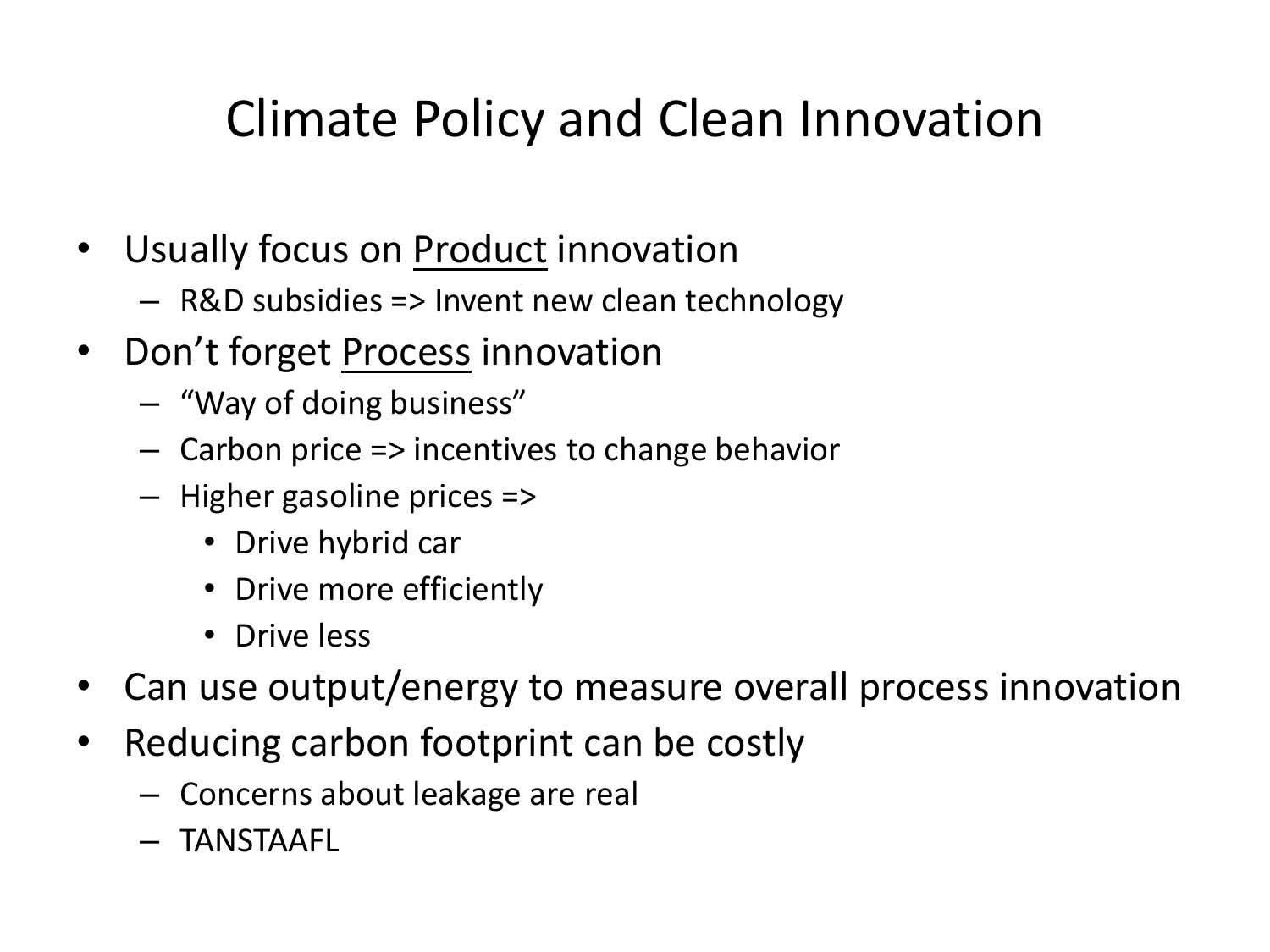# Climate Policy and Clean Innovation

- Usually focus on <u>Product</u> innovation
  - R&D subsidies => Invent new clean technology
- Don't forget <u>Process</u> innovation
  - "Way of doing business"
  - Carbon price => incentives to change behavior
  - Higher gasoline prices =>
    - Drive hybrid car
    - Drive more efficiently
    - Drive less
- Can use output/energy to measure overall process innovation
- Reducing carbon footprint can be costly
  - Concerns about leakage are real
  - TANSTAAFL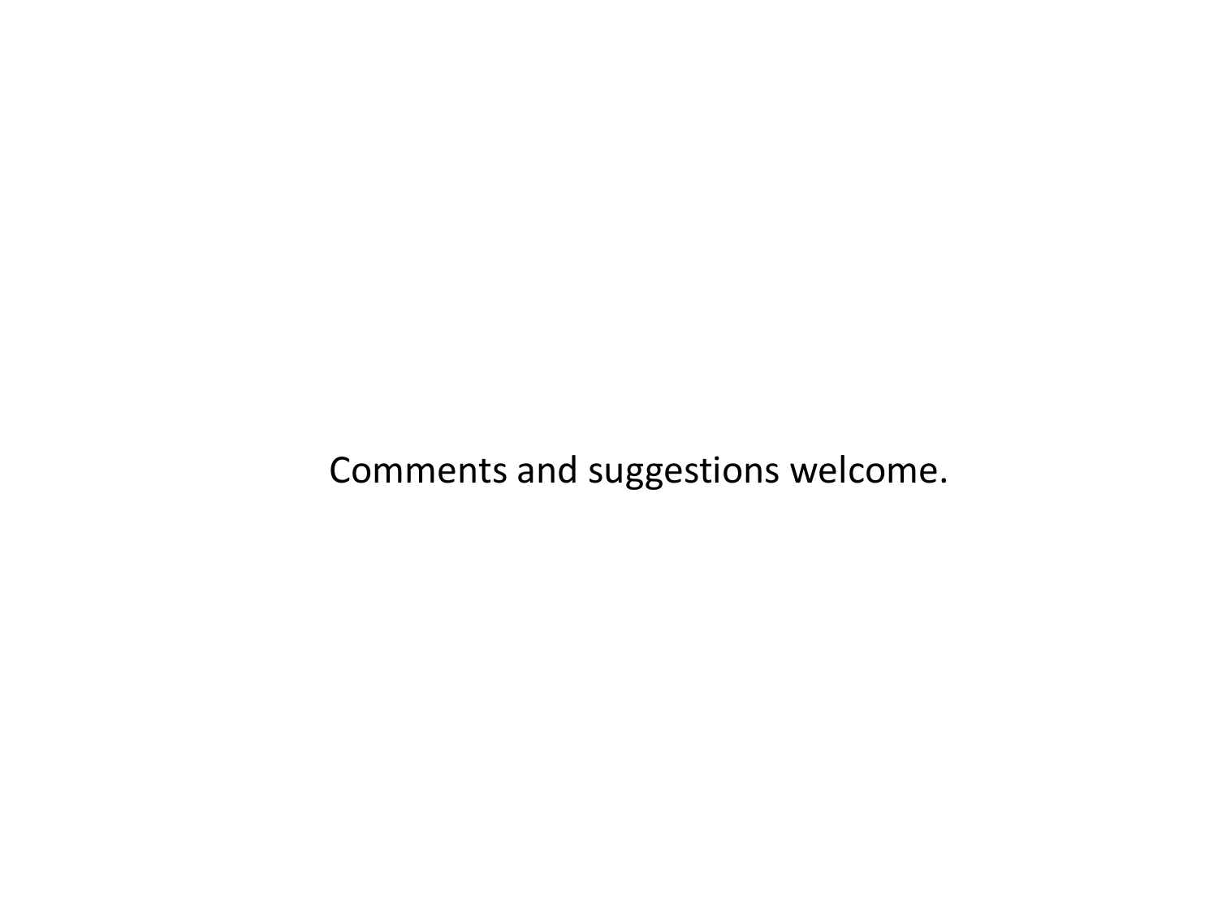Comments and suggestions welcome.